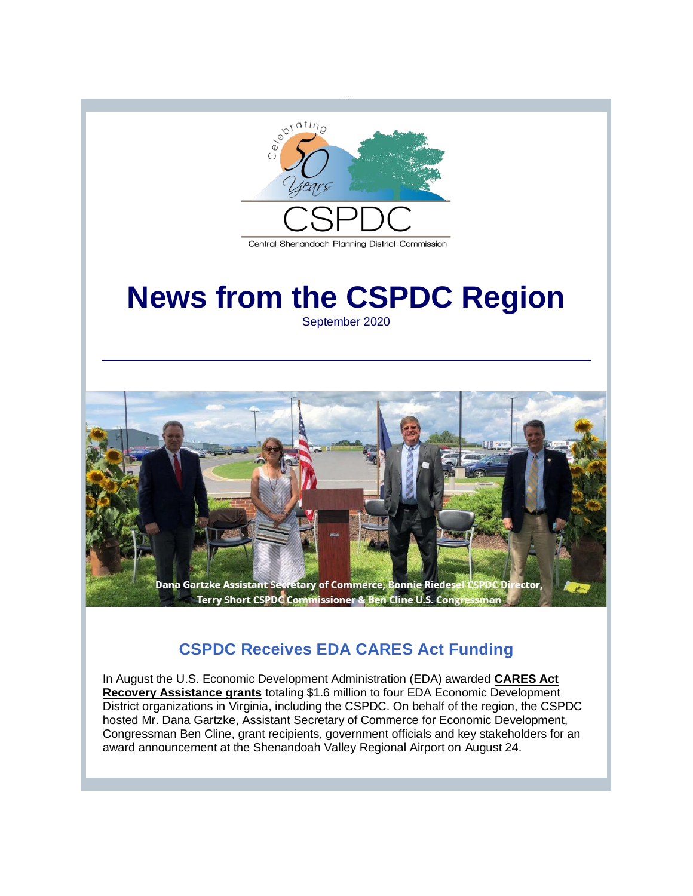# News from the CSPDC Region

September 2020

Dana Gartzke Assistant Secretary of Commerce, Bonnie Riedesel CSPDC Director, Terry Short CSPDC Commissioner & Ben Cline U.S. Congressman

## CSPDC Receives EDA CARES Act Funding

In August the U.S. Economic Development Administration (EDA) awarded **CARES Act Recovery Assistance grants** totaling $1.6 million to four EDA Economic Development District organizations in Virginia, including the CSPDC. On behalf of the region, the CSPDC hosted Mr. Dana Gartzke, Assistant Secretary of Commerce for Economic Development, Congressman Ben Cline, grant recipients, government officials and key stakeholders for an award announcement at the Shenandoah Valley Regional Airport on August 24.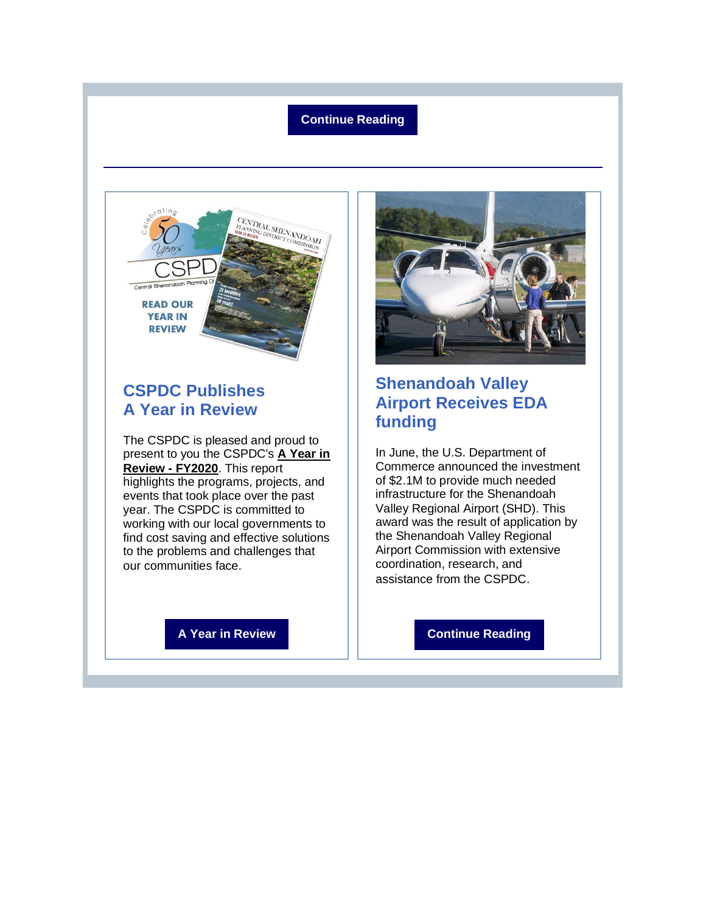Continue Reading

---

## CSPDC Publishes A Year in Review

The CSPDC is pleased and proud to present to you the CSPDC's **A Year in Review - FY2020**. This report highlights the programs, projects, and events that took place over the past year. The CSPDC is committed to working with our local governments to find cost saving and effective solutions to the problems and challenges that our communities face.

A Year in Review

## Shenandoah Valley Airport Receives EDA funding

In June, the U.S. Department of Commerce announced the investment of $2.1M to provide much needed infrastructure for the Shenandoah Valley Regional Airport (SHD). This award was the result of application by the Shenandoah Valley Regional Airport Commission with extensive coordination, research, and assistance from the CSPDC.

Continue Reading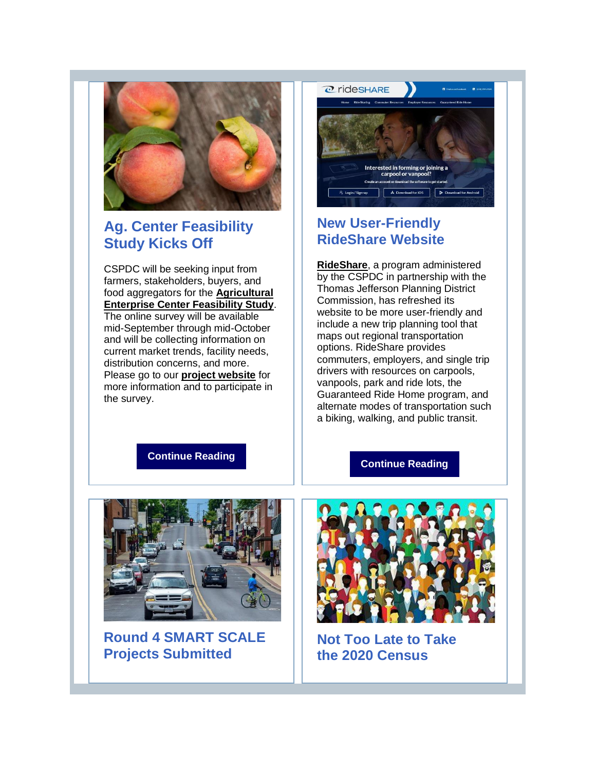## Ag. Center Feasibility Study Kicks Off

CSPDC will be seeking input from farmers, stakeholders, buyers, and food aggregators for the **Agricultural Enterprise Center Feasibility Study**. The online survey will be available mid-September through mid-October and will be collecting information on current market trends, facility needs, distribution concerns, and more. Please go to our **project website** for more information and to participate in the survey.

**Continue Reading**

## New User-Friendly RideShare Website

**RideShare**, a program administered by the CSPDC in partnership with the Thomas Jefferson Planning District Commission, has refreshed its website to be more user-friendly and include a new trip planning tool that maps out regional transportation options. RideShare provides commuters, employers, and single trip drivers with resources on carpools, vanpools, park and ride lots, the Guaranteed Ride Home program, and alternate modes of transportation such a biking, walking, and public transit.

**Continue Reading**

## Round 4 SMART SCALE Projects Submitted

## Not Too Late to Take the 2020 Census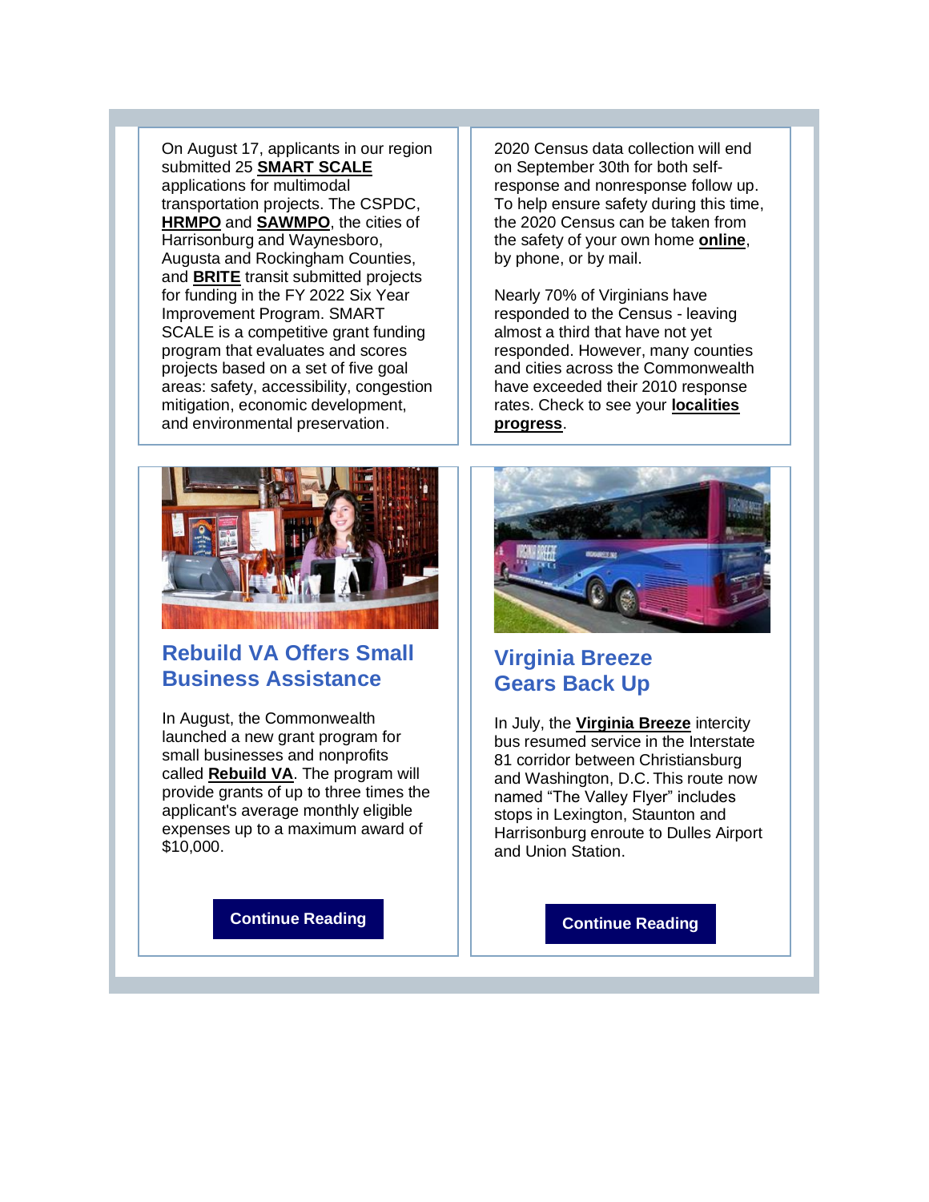On August 17, applicants in our region submitted 25 **SMART SCALE** applications for multimodal transportation projects. The CSPDC, **HRMPO** and **SAWMPO**, the cities of Harrisonburg and Waynesboro, Augusta and Rockingham Counties, and **BRITE** transit submitted projects for funding in the FY 2022 Six Year Improvement Program. SMART SCALE is a competitive grant funding program that evaluates and scores projects based on a set of five goal areas: safety, accessibility, congestion mitigation, economic development, and environmental preservation.

2020 Census data collection will end on September 30th for both self-response and nonresponse follow up. To help ensure safety during this time, the 2020 Census can be taken from the safety of your own home **online**, by phone, or by mail.

Nearly 70% of Virginians have responded to the Census - leaving almost a third that have not yet responded. However, many counties and cities across the Commonwealth have exceeded their 2010 response rates. Check to see your **localities progress**.

## Rebuild VA Offers Small Business Assistance

In August, the Commonwealth launched a new grant program for small businesses and nonprofits called **Rebuild VA**. The program will provide grants of up to three times the applicant's average monthly eligible expenses up to a maximum award of $10,000.

**Continue Reading**

## Virginia Breeze Gears Back Up

In July, the **Virginia Breeze** intercity bus resumed service in the Interstate 81 corridor between Christiansburg and Washington, D.C. This route now named "The Valley Flyer" includes stops in Lexington, Staunton and Harrisonburg enroute to Dulles Airport and Union Station.

**Continue Reading**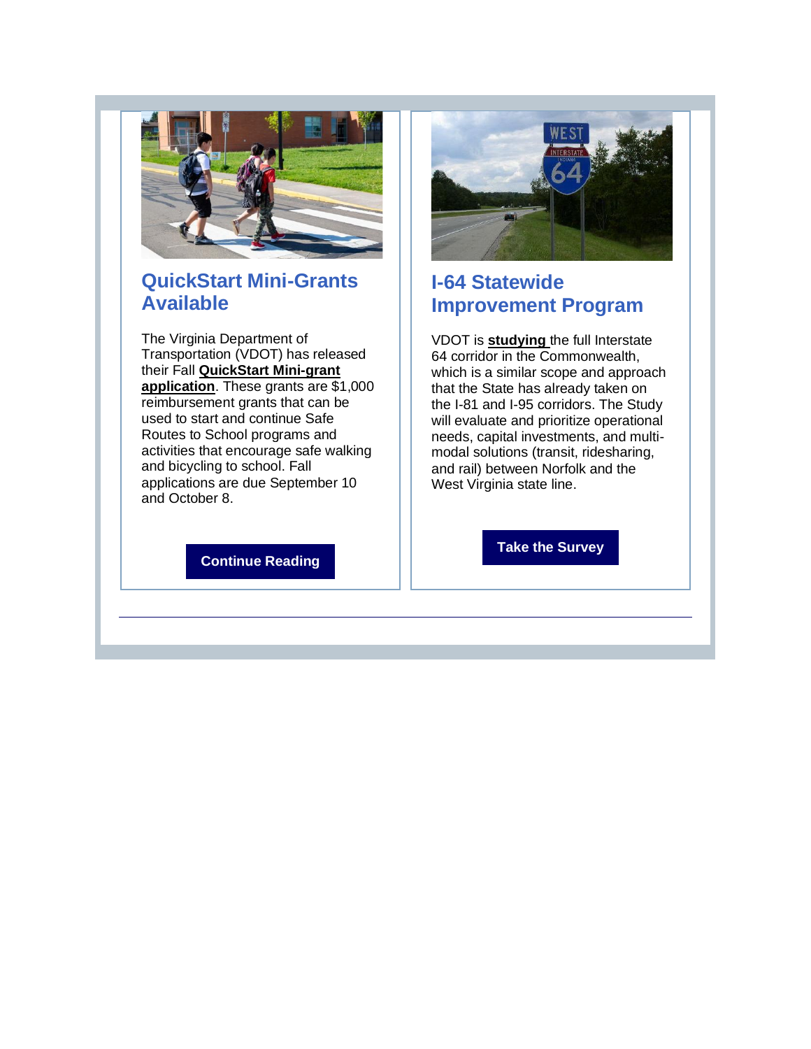## QuickStart Mini-Grants Available

The Virginia Department of Transportation (VDOT) has released their Fall **QuickStart Mini-grant application**. These grants are $1,000 reimbursement grants that can be used to start and continue Safe Routes to School programs and activities that encourage safe walking and bicycling to school. Fall applications are due September 10 and October 8.

**Continue Reading**

## I-64 Statewide Improvement Program

VDOT is **studying** the full Interstate 64 corridor in the Commonwealth, which is a similar scope and approach that the State has already taken on the I-81 and I-95 corridors. The Study will evaluate and prioritize operational needs, capital investments, and multi-modal solutions (transit, ridesharing, and rail) between Norfolk and the West Virginia state line.

**Take the Survey**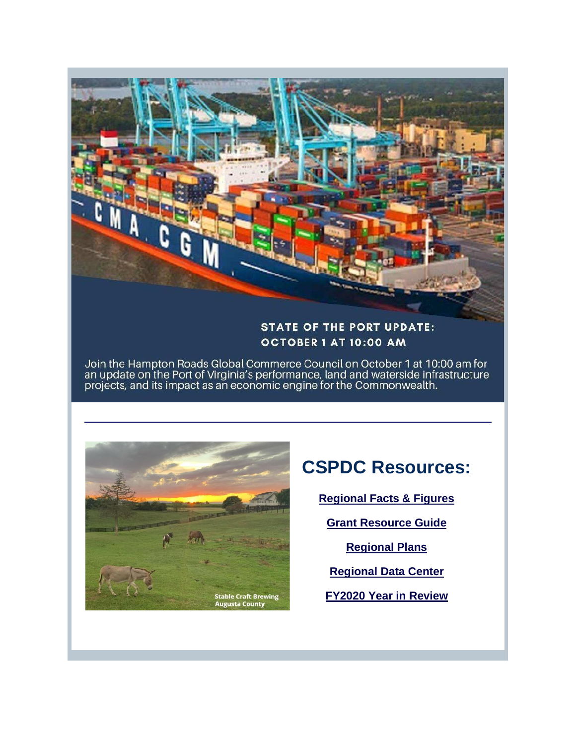STATE OF THE PORT UPDATE:
OCTOBER 1 AT 10:00 AM

Join the Hampton Roads Global Commerce Council on October 1 at 10:00 am for an update on the Port of Virginia's performance, land and waterside infrastructure projects, and its impact as an economic engine for the Commonwealth.

---

Stable Craft Brewing
Augusta County

## CSPDC Resources:

**Regional Facts & Figures**

**Grant Resource Guide**

**Regional Plans**

**Regional Data Center**

**FY2020 Year in Review**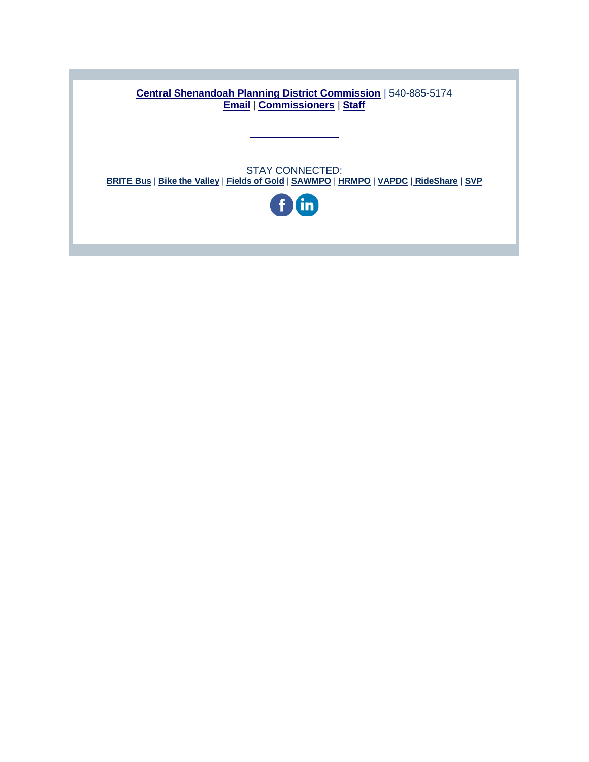**Central Shenandoah Planning District Commission** | 540-885-5174
**Email** | **Commissioners** | **Staff**

---

STAY CONNECTED:
**BRITE Bus** | **Bike the Valley** | **Fields of Gold** | **SAWMPO** | **HRMPO** | **VAPDC** | **RideShare** | **SVP**